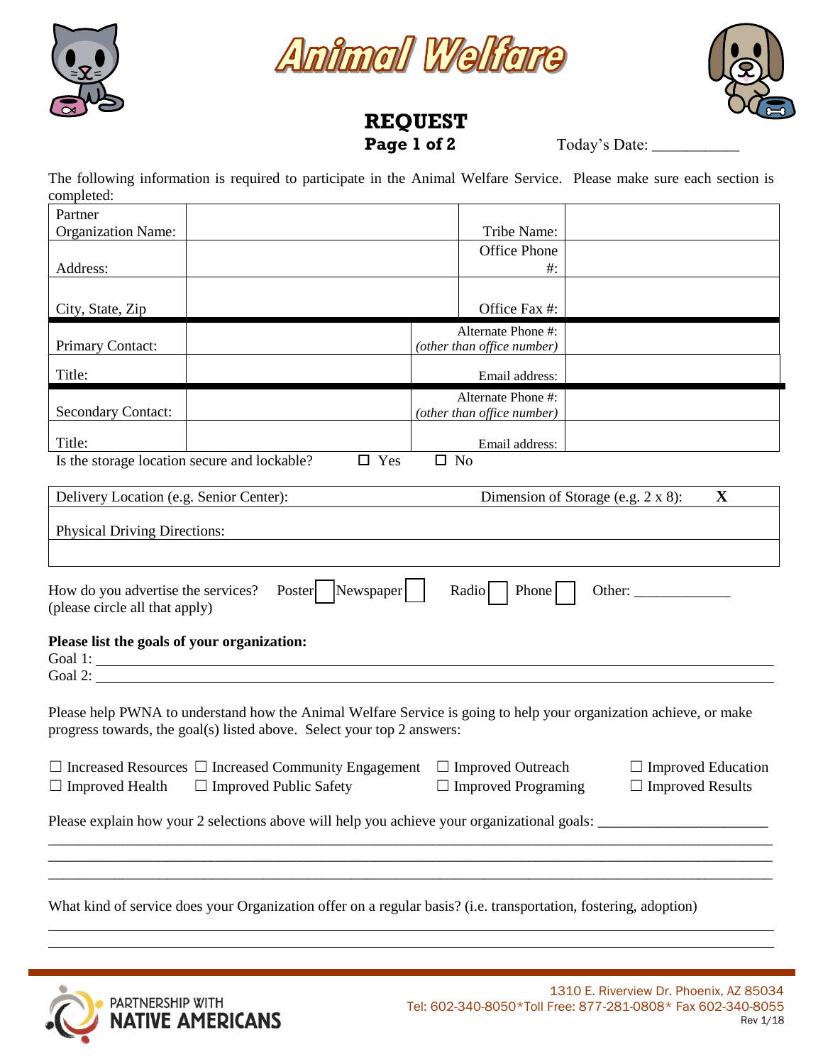# Animal Welfare

## REQUEST

**Page 1 of 2**

Today's Date: ___________

The following information is required to participate in the Animal Welfare Service. Please make sure each section is completed:

| | | | |
|---|---|---|---|
| Partner Organization Name: | | Tribe Name: | |
| Address: | | Office Phone #: | |
| City, State, Zip | | Office Fax #: | |
| Primary Contact: | | Alternate Phone #: *(other than office number)* | |
| Title: | | Email address: | |
| Secondary Contact: | | Alternate Phone #: *(other than office number)* | |
| Title: | | Email address: | |

Is the storage location secure and lockable? ☐ Yes ☐ No

| | |
|---|---|
| Delivery Location (e.g. Senior Center): | Dimension of Storage (e.g. 2 x 8): **X** |
| Physical Driving Directions: | |
| | |

How do you advertise the services? Poster ☐ Newspaper ☐ Radio ☐ Phone ☐ Other: _____________
(please circle all that apply)

**Please list the goals of your organization:**

Goal 1: ______________________________________________

Goal 2: ______________________________________________

Please help PWNA to understand how the Animal Welfare Service is going to help your organization achieve, or make progress towards, the goal(s) listed above. Select your top 2 answers:

☐ Increased Resources ☐ Increased Community Engagement ☐ Improved Outreach ☐ Improved Education
☐ Improved Health ☐ Improved Public Safety ☐ Improved Programing ☐ Improved Results

Please explain how your 2 selections above will help you achieve your organizational goals: ______________________

______________________________________________

______________________________________________

______________________________________________

What kind of service does your Organization offer on a regular basis? (i.e. transportation, fostering, adoption)

______________________________________________

______________________________________________

PARTNERSHIP WITH NATIVE AMERICANS

1310 E. Riverview Dr. Phoenix, AZ 85034
Tel: 602-340-8050*Toll Free: 877-281-0808* Fax 602-340-8055
Rev 1/18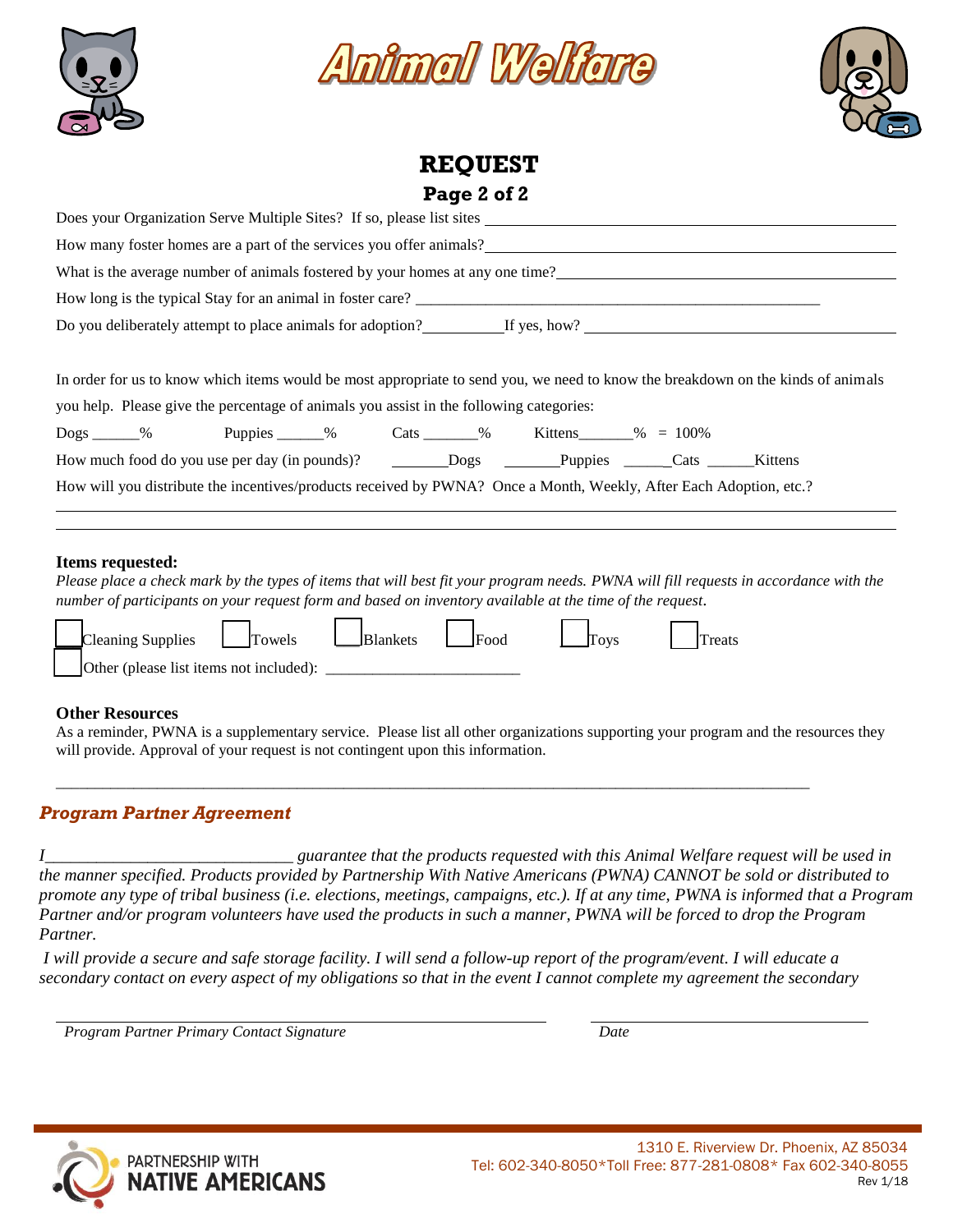# Animal Welfare

## REQUEST

**Page 2 of 2**

Does your Organization Serve Multiple Sites? If so, please list sites ______________________________

How many foster homes are a part of the services you offer animals? ______________________________

What is the average number of animals fostered by your homes at any one time? ______________________________

How long is the typical Stay for an animal in foster care? ______________________________

Do you deliberately attempt to place animals for adoption? __________ If yes, how? ______________________________

In order for us to know which items would be most appropriate to send you, we need to know the breakdown on the kinds of animals you help. Please give the percentage of animals you assist in the following categories:

Dogs ______% Puppies ______% Cats _______% Kittens_______% = 100%

How much food do you use per day (in pounds)? _______Dogs _______Puppies ______Cats ______Kittens

How will you distribute the incentives/products received by PWNA? Once a Month, Weekly, After Each Adoption, etc.?

______________________________

______________________________

**Items requested:**

*Please place a check mark by the types of items that will best fit your program needs. PWNA will fill requests in accordance with the number of participants on your request form and based on inventory available at the time of the request.*

☐ Cleaning Supplies ☐ Towels ☐ Blankets ☐ Food ☐ Toys ☐ Treats

☐ Other (please list items not included): ________________________

**Other Resources**

As a reminder, PWNA is a supplementary service. Please list all other organizations supporting your program and the resources they will provide. Approval of your request is not contingent upon this information.

______________________________

### *Program Partner Agreement*

*I____________________________ guarantee that the products requested with this Animal Welfare request will be used in the manner specified. Products provided by Partnership With Native Americans (PWNA) CANNOT be sold or distributed to promote any type of tribal business (i.e. elections, meetings, campaigns, etc.). If at any time, PWNA is informed that a Program Partner and/or program volunteers have used the products in such a manner, PWNA will be forced to drop the Program Partner.*

*I will provide a secure and safe storage facility. I will send a follow-up report of the program/event. I will educate a secondary contact on every aspect of my obligations so that in the event I cannot complete my agreement the secondary*

______________________________ ______________________________

*Program Partner Primary Contact Signature* *Date*

PARTNERSHIP WITH NATIVE AMERICANS

1310 E. Riverview Dr. Phoenix, AZ 85034
Tel: 602-340-8050*Toll Free: 877-281-0808* Fax 602-340-8055
Rev 1/18